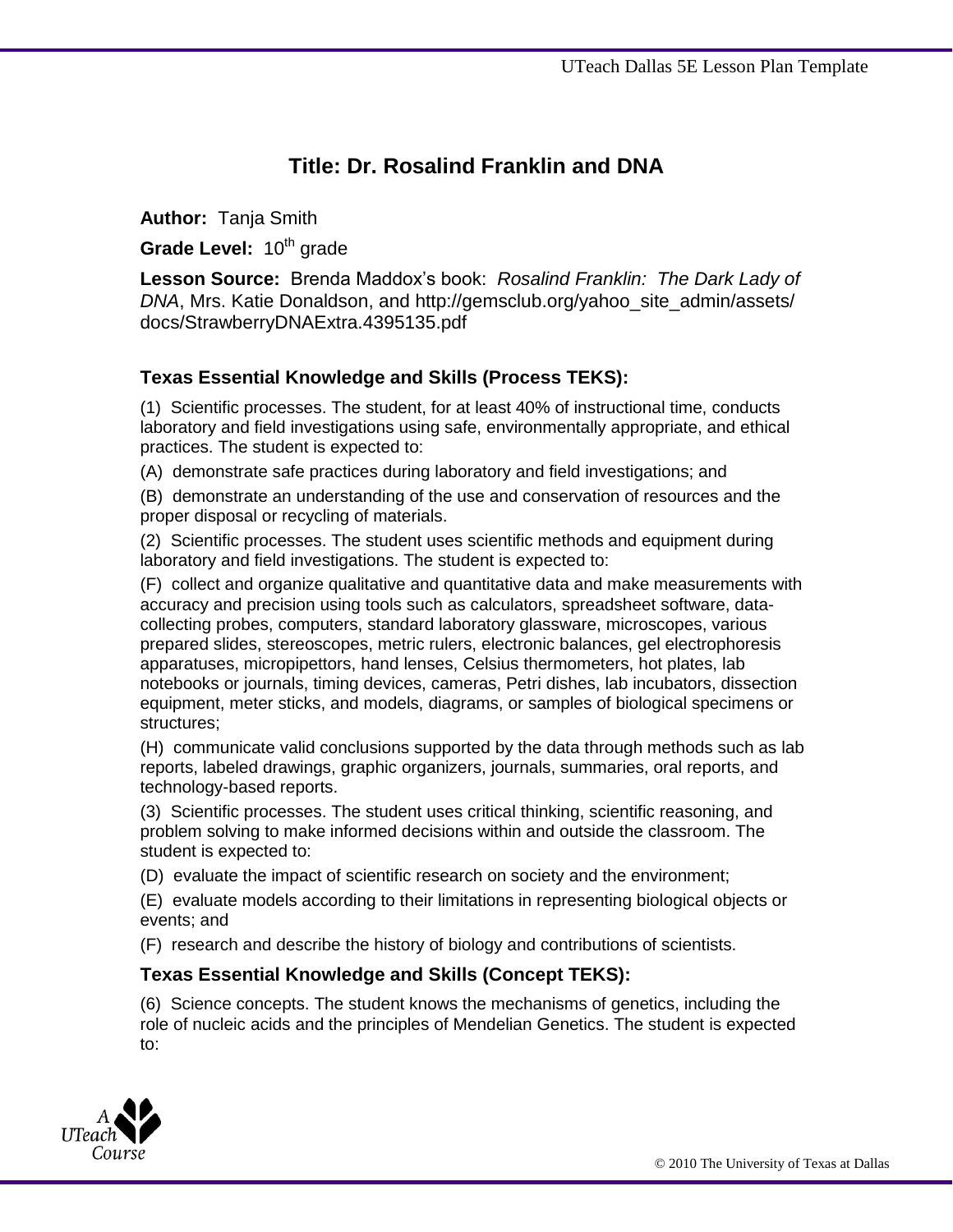# Title: Dr. Rosalind Franklin and DNA

**Author:** Tanja Smith

**Grade Level:** 10th grade

**Lesson Source:** Brenda Maddox's book: *Rosalind Franklin: The Dark Lady of DNA*, Mrs. Katie Donaldson, and http://gemsclub.org/yahoo_site_admin/assets/docs/StrawberryDNAExtra.4395135.pdf

## Texas Essential Knowledge and Skills (Process TEKS):

(1) Scientific processes. The student, for at least 40% of instructional time, conducts laboratory and field investigations using safe, environmentally appropriate, and ethical practices. The student is expected to:

(A) demonstrate safe practices during laboratory and field investigations; and

(B) demonstrate an understanding of the use and conservation of resources and the proper disposal or recycling of materials.

(2) Scientific processes. The student uses scientific methods and equipment during laboratory and field investigations. The student is expected to:

(F) collect and organize qualitative and quantitative data and make measurements with accuracy and precision using tools such as calculators, spreadsheet software, data-collecting probes, computers, standard laboratory glassware, microscopes, various prepared slides, stereoscopes, metric rulers, electronic balances, gel electrophoresis apparatuses, micropipettors, hand lenses, Celsius thermometers, hot plates, lab notebooks or journals, timing devices, cameras, Petri dishes, lab incubators, dissection equipment, meter sticks, and models, diagrams, or samples of biological specimens or structures;

(H) communicate valid conclusions supported by the data through methods such as lab reports, labeled drawings, graphic organizers, journals, summaries, oral reports, and technology-based reports.

(3) Scientific processes. The student uses critical thinking, scientific reasoning, and problem solving to make informed decisions within and outside the classroom. The student is expected to:

(D) evaluate the impact of scientific research on society and the environment;

(E) evaluate models according to their limitations in representing biological objects or events; and

(F) research and describe the history of biology and contributions of scientists.

## Texas Essential Knowledge and Skills (Concept TEKS):

(6) Science concepts. The student knows the mechanisms of genetics, including the role of nucleic acids and the principles of Mendelian Genetics. The student is expected to: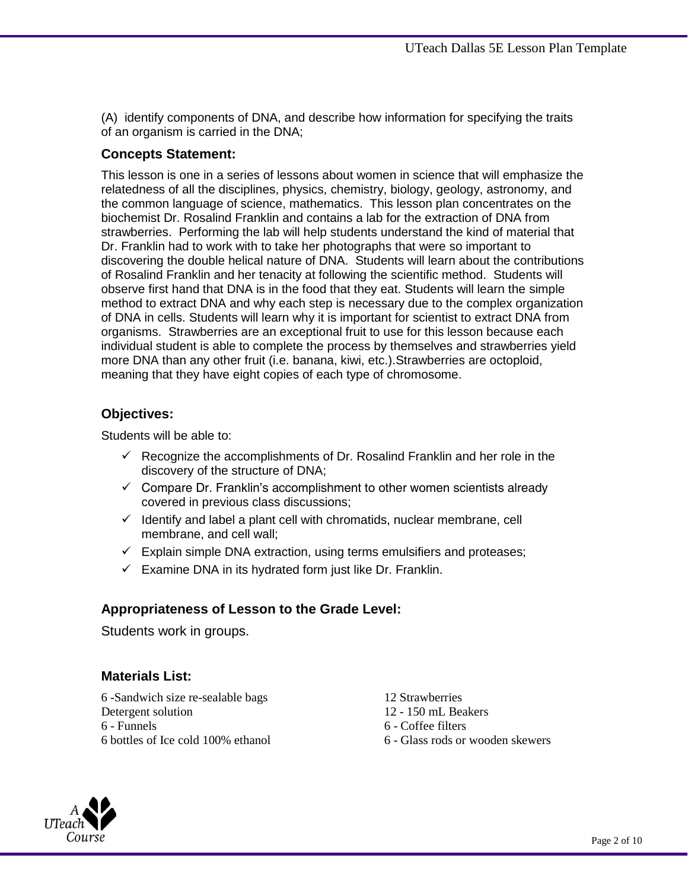(A) identify components of DNA, and describe how information for specifying the traits of an organism is carried in the DNA;

### Concepts Statement:

This lesson is one in a series of lessons about women in science that will emphasize the relatedness of all the disciplines, physics, chemistry, biology, geology, astronomy, and the common language of science, mathematics. This lesson plan concentrates on the biochemist Dr. Rosalind Franklin and contains a lab for the extraction of DNA from strawberries. Performing the lab will help students understand the kind of material that Dr. Franklin had to work with to take her photographs that were so important to discovering the double helical nature of DNA. Students will learn about the contributions of Rosalind Franklin and her tenacity at following the scientific method. Students will observe first hand that DNA is in the food that they eat. Students will learn the simple method to extract DNA and why each step is necessary due to the complex organization of DNA in cells. Students will learn why it is important for scientist to extract DNA from organisms. Strawberries are an exceptional fruit to use for this lesson because each individual student is able to complete the process by themselves and strawberries yield more DNA than any other fruit (i.e. banana, kiwi, etc.).Strawberries are octoploid, meaning that they have eight copies of each type of chromosome.

### Objectives:

Students will be able to:

- ✓ Recognize the accomplishments of Dr. Rosalind Franklin and her role in the discovery of the structure of DNA;
- ✓ Compare Dr. Franklin's accomplishment to other women scientists already covered in previous class discussions;
- ✓ Identify and label a plant cell with chromatids, nuclear membrane, cell membrane, and cell wall;
- ✓ Explain simple DNA extraction, using terms emulsifiers and proteases;
- ✓ Examine DNA in its hydrated form just like Dr. Franklin.

### Appropriateness of Lesson to the Grade Level:

Students work in groups.

### Materials List:

6 -Sandwich size re-sealable bags
Detergent solution
6 - Funnels
6 bottles of Ice cold 100% ethanol
12 Strawberries
12 - 150 mL Beakers
6 - Coffee filters
6 - Glass rods or wooden skewers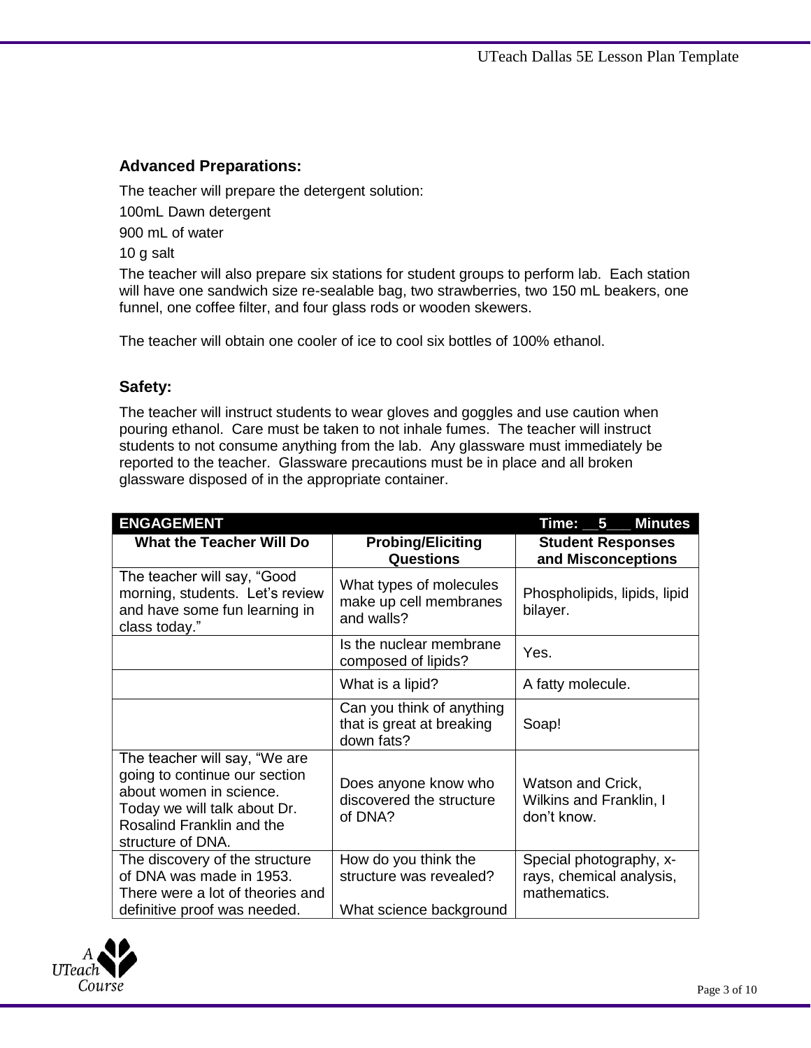## Advanced Preparations:

The teacher will prepare the detergent solution:

100mL Dawn detergent

900 mL of water

10 g salt

The teacher will also prepare six stations for student groups to perform lab. Each station will have one sandwich size re-sealable bag, two strawberries, two 150 mL beakers, one funnel, one coffee filter, and four glass rods or wooden skewers.

The teacher will obtain one cooler of ice to cool six bottles of 100% ethanol.

## Safety:

The teacher will instruct students to wear gloves and goggles and use caution when pouring ethanol. Care must be taken to not inhale fumes. The teacher will instruct students to not consume anything from the lab. Any glassware must immediately be reported to the teacher. Glassware precautions must be in place and all broken glassware disposed of in the appropriate container.

| ENGAGEMENT | | Time: __5___ Minutes |
|---|---|---|
| **What the Teacher Will Do** | **Probing/Eliciting Questions** | **Student Responses and Misconceptions** |
| The teacher will say, "Good morning, students. Let's review and have some fun learning in class today." | What types of molecules make up cell membranes and walls? | Phospholipids, lipids, lipid bilayer. |
| | Is the nuclear membrane composed of lipids? | Yes. |
| | What is a lipid? | A fatty molecule. |
| | Can you think of anything that is great at breaking down fats? | Soap! |
| The teacher will say, "We are going to continue our section about women in science. Today we will talk about Dr. Rosalind Franklin and the structure of DNA. | Does anyone know who discovered the structure of DNA? | Watson and Crick, Wilkins and Franklin, I don't know. |
| The discovery of the structure of DNA was made in 1953. There were a lot of theories and definitive proof was needed. | How do you think the structure was revealed?<br><br>What science background | Special photography, x-rays, chemical analysis, mathematics. |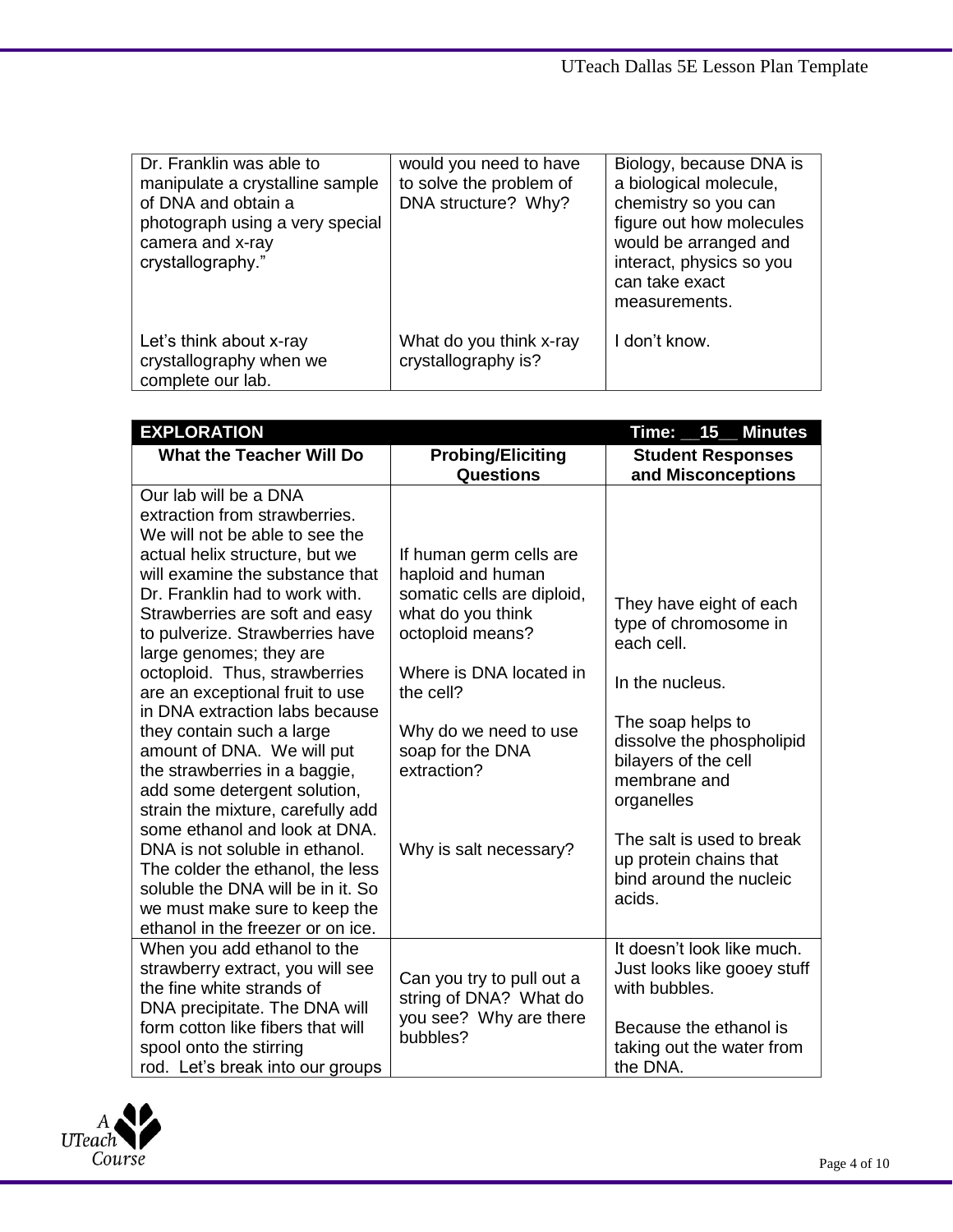| | | |
|---|---|---|
| Dr. Franklin was able to manipulate a crystalline sample of DNA and obtain a photograph using a very special camera and x-ray crystallography." | would you need to have to solve the problem of DNA structure? Why? | Biology, because DNA is a biological molecule, chemistry so you can figure out how molecules would be arranged and interact, physics so you can take exact measurements. |
| Let's think about x-ray crystallography when we complete our lab. | What do you think x-ray crystallography is? | I don't know. |

| **EXPLORATION** | | **Time: \_\_15\_\_ Minutes** |
|---|---|---|
| **What the Teacher Will Do** | **Probing/Eliciting Questions** | **Student Responses and Misconceptions** |
| Our lab will be a DNA extraction from strawberries. We will not be able to see the actual helix structure, but we will examine the substance that Dr. Franklin had to work with. Strawberries are soft and easy to pulverize. Strawberries have large genomes; they are octoploid. Thus, strawberries are an exceptional fruit to use in DNA extraction labs because they contain such a large amount of DNA. We will put the strawberries in a baggie, add some detergent solution, strain the mixture, carefully add some ethanol and look at DNA. DNA is not soluble in ethanol. The colder the ethanol, the less soluble the DNA will be in it. So we must make sure to keep the ethanol in the freezer or on ice. | If human germ cells are haploid and human somatic cells are diploid, what do you think octoploid means?<br><br>Where is DNA located in the cell?<br><br>Why do we need to use soap for the DNA extraction?<br><br>Why is salt necessary? | They have eight of each type of chromosome in each cell.<br><br>In the nucleus.<br><br>The soap helps to dissolve the phospholipid bilayers of the cell membrane and organelles<br><br>The salt is used to break up protein chains that bind around the nucleic acids. |
| When you add ethanol to the strawberry extract, you will see the fine white strands of DNA precipitate. The DNA will form cotton like fibers that will spool onto the stirring rod. Let's break into our groups | Can you try to pull out a string of DNA? What do you see? Why are there bubbles? | It doesn't look like much. Just looks like gooey stuff with bubbles.<br><br>Because the ethanol is taking out the water from the DNA. |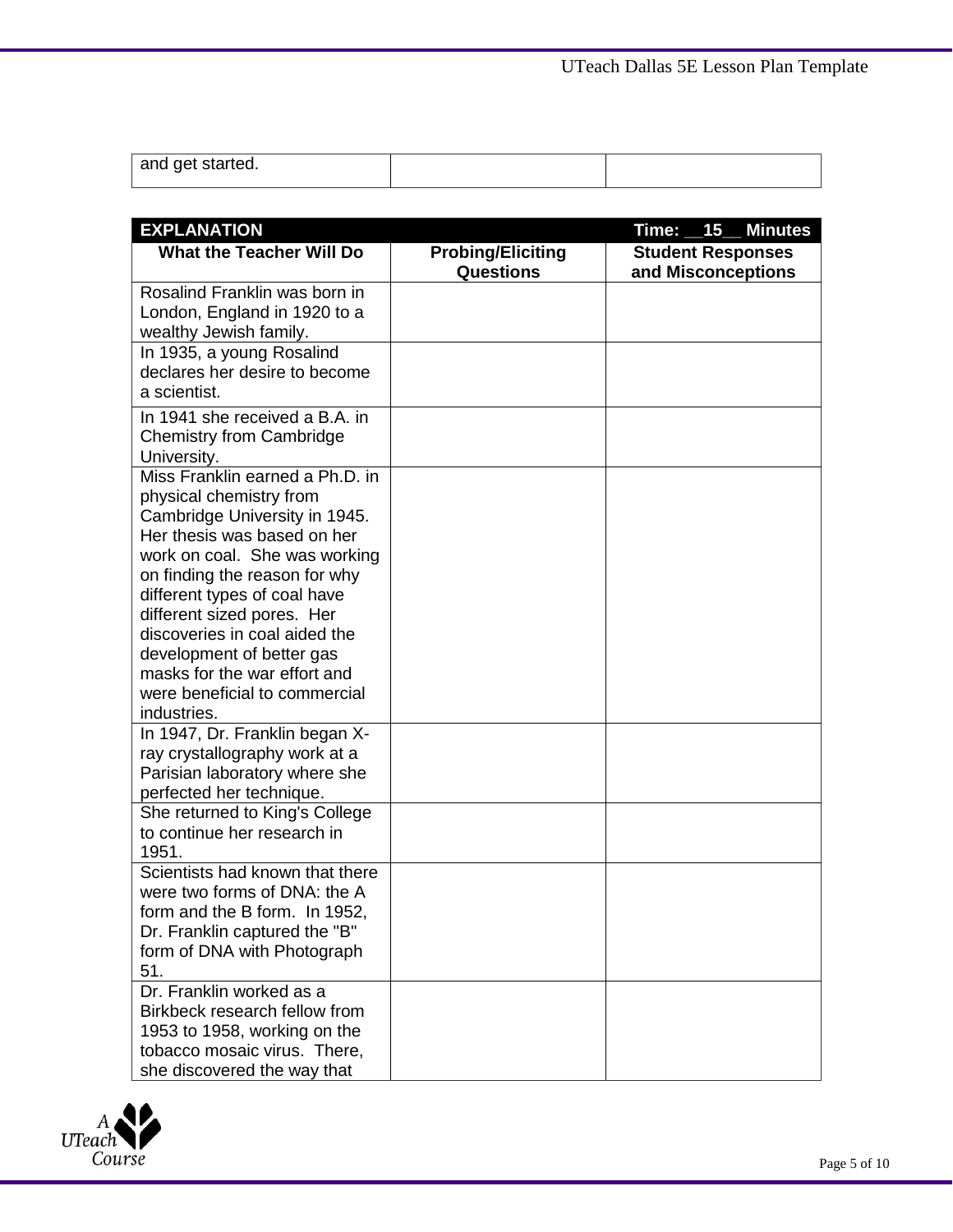| and get started. | | |
|---|---|---|

| EXPLANATION | | Time: __15__ Minutes |
|---|---|---|
| **What the Teacher Will Do** | **Probing/Eliciting Questions** | **Student Responses and Misconceptions** |
| Rosalind Franklin was born in London, England in 1920 to a wealthy Jewish family. | | |
| In 1935, a young Rosalind declares her desire to become a scientist. | | |
| In 1941 she received a B.A. in Chemistry from Cambridge University. | | |
| Miss Franklin earned a Ph.D. in physical chemistry from Cambridge University in 1945. Her thesis was based on her work on coal. She was working on finding the reason for why different types of coal have different sized pores. Her discoveries in coal aided the development of better gas masks for the war effort and were beneficial to commercial industries. | | |
| In 1947, Dr. Franklin began X-ray crystallography work at a Parisian laboratory where she perfected her technique. | | |
| She returned to King's College to continue her research in 1951. | | |
| Scientists had known that there were two forms of DNA: the A form and the B form. In 1952, Dr. Franklin captured the "B" form of DNA with Photograph 51. | | |
| Dr. Franklin worked as a Birkbeck research fellow from 1953 to 1958, working on the tobacco mosaic virus. There, she discovered the way that | | |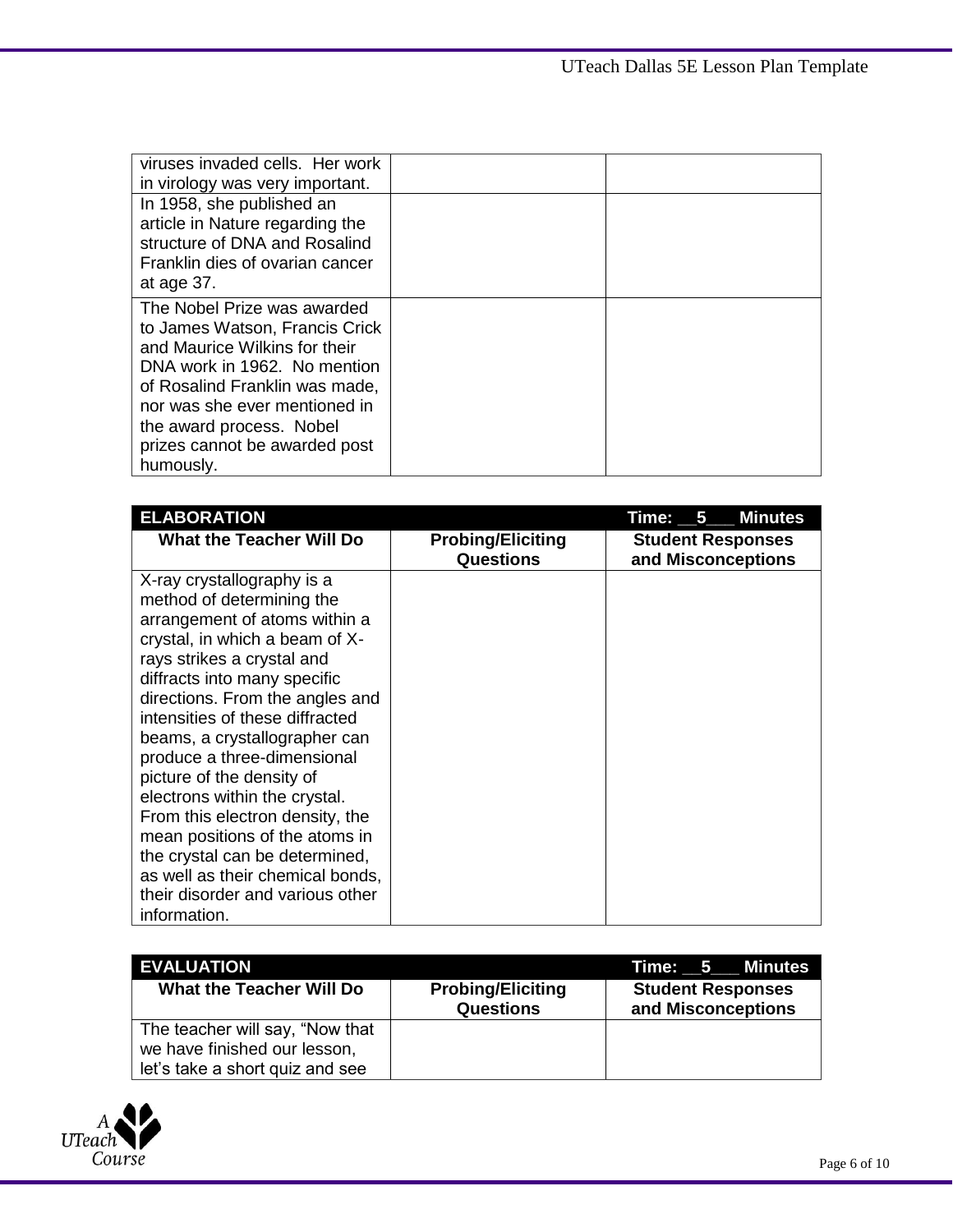| | | |
|---|---|---|
| viruses invaded cells. Her work in virology was very important. | | |
| In 1958, she published an article in Nature regarding the structure of DNA and Rosalind Franklin dies of ovarian cancer at age 37. | | |
| The Nobel Prize was awarded to James Watson, Francis Crick and Maurice Wilkins for their DNA work in 1962. No mention of Rosalind Franklin was made, nor was she ever mentioned in the award process. Nobel prizes cannot be awarded post humously. | | |

| **ELABORATION** | | **Time: __5___ Minutes** |
|---|---|---|
| **What the Teacher Will Do** | **Probing/Eliciting Questions** | **Student Responses and Misconceptions** |
| X-ray crystallography is a method of determining the arrangement of atoms within a crystal, in which a beam of X-rays strikes a crystal and diffracts into many specific directions. From the angles and intensities of these diffracted beams, a crystallographer can produce a three-dimensional picture of the density of electrons within the crystal. From this electron density, the mean positions of the atoms in the crystal can be determined, as well as their chemical bonds, their disorder and various other information. | | |

| **EVALUATION** | | **Time: __5___ Minutes** |
|---|---|---|
| **What the Teacher Will Do** | **Probing/Eliciting Questions** | **Student Responses and Misconceptions** |
| The teacher will say, "Now that we have finished our lesson, let's take a short quiz and see | | |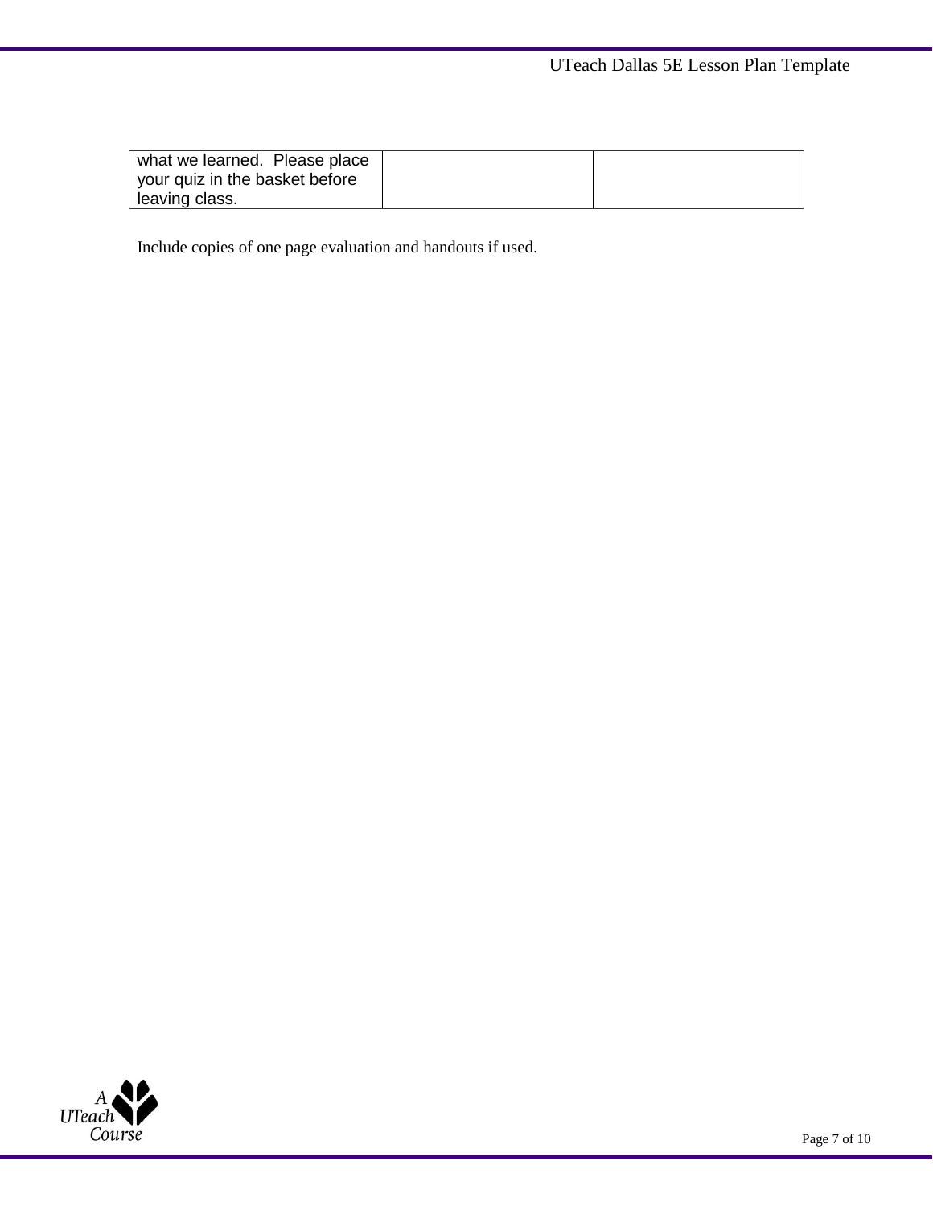| | | |
|---|---|---|
| what we learned. Please place your quiz in the basket before leaving class. | | |

Include copies of one page evaluation and handouts if used.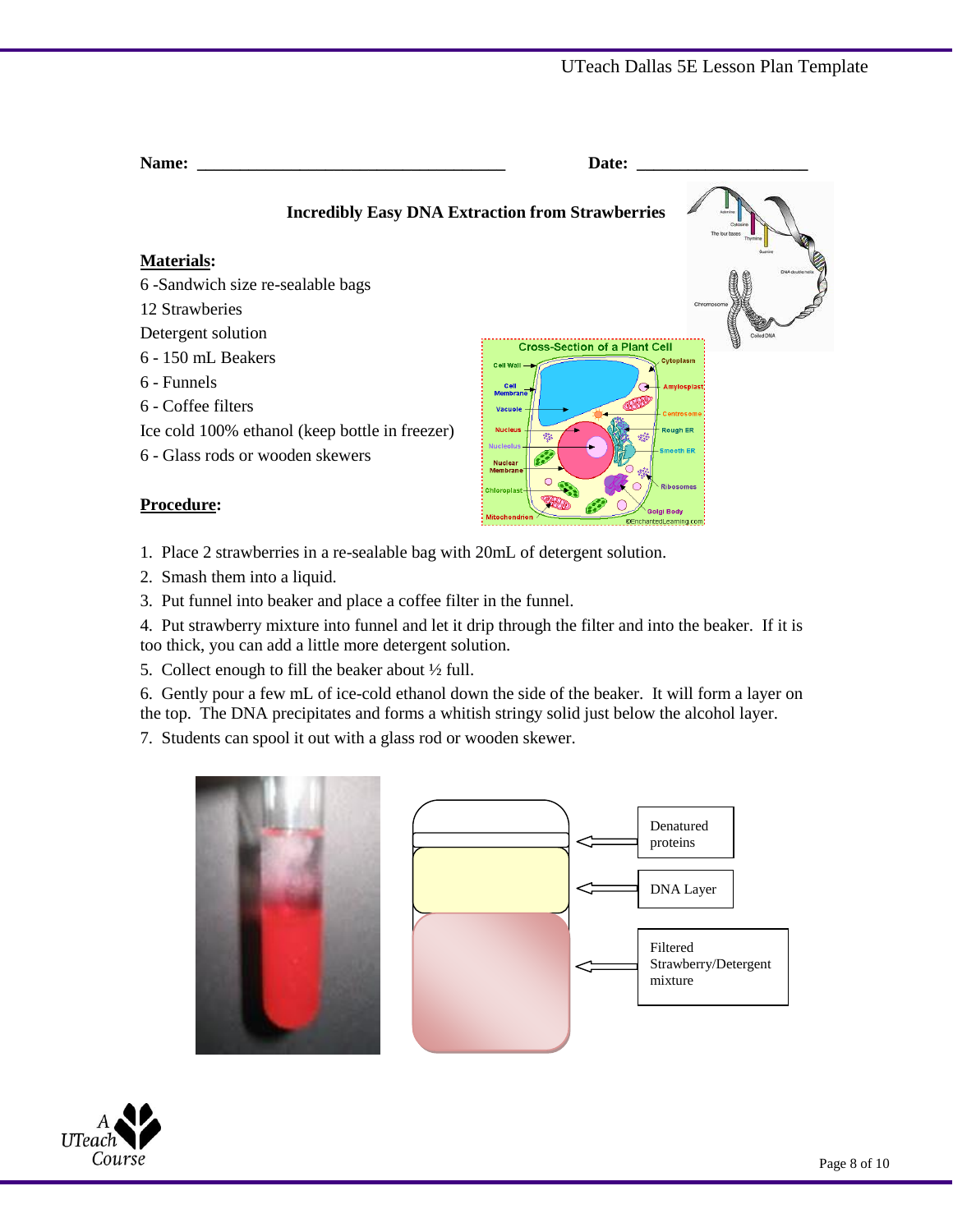**Name:** ___________________________________ **Date:** ___________________

**Incredibly Easy DNA Extraction from Strawberries**

**Materials:**

6 -Sandwich size re-sealable bags
12 Strawberries
Detergent solution
6 - 150 mL Beakers
6 - Funnels
6 - Coffee filters
Ice cold 100% ethanol (keep bottle in freezer)
6 - Glass rods or wooden skewers

**Procedure:**

1. Place 2 strawberries in a re-sealable bag with 20mL of detergent solution.
2. Smash them into a liquid.
3. Put funnel into beaker and place a coffee filter in the funnel.
4. Put strawberry mixture into funnel and let it drip through the filter and into the beaker. If it is too thick, you can add a little more detergent solution.
5. Collect enough to fill the beaker about ½ full.
6. Gently pour a few mL of ice-cold ethanol down the side of the beaker. It will form a layer on the top. The DNA precipitates and forms a whitish stringy solid just below the alcohol layer.
7. Students can spool it out with a glass rod or wooden skewer.

Denatured proteins

DNA Layer

Filtered Strawberry/Detergent mixture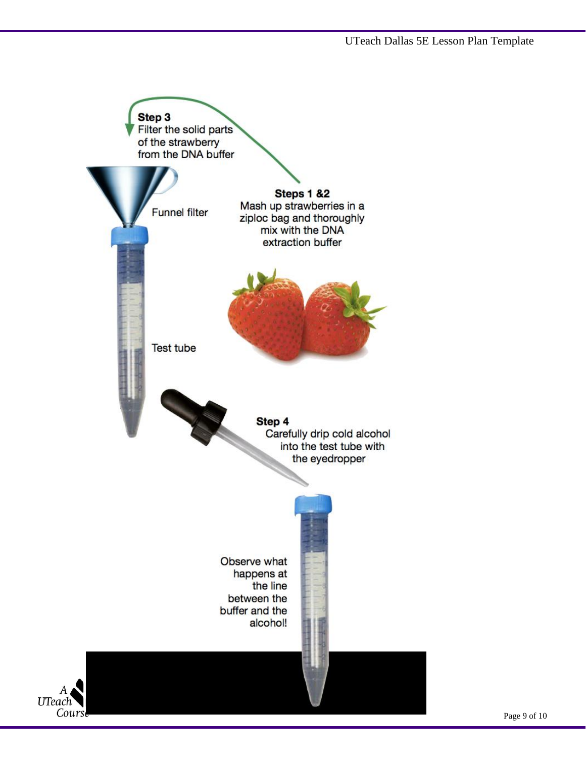**Step 3**
Filter the solid parts of the strawberry from the DNA buffer

Funnel filter

**Steps 1 &2**
Mash up strawberries in a ziploc bag and thoroughly mix with the DNA extraction buffer

Test tube

**Step 4**
Carefully drip cold alcohol into the test tube with the eyedropper

Observe what happens at the line between the buffer and the alcohol!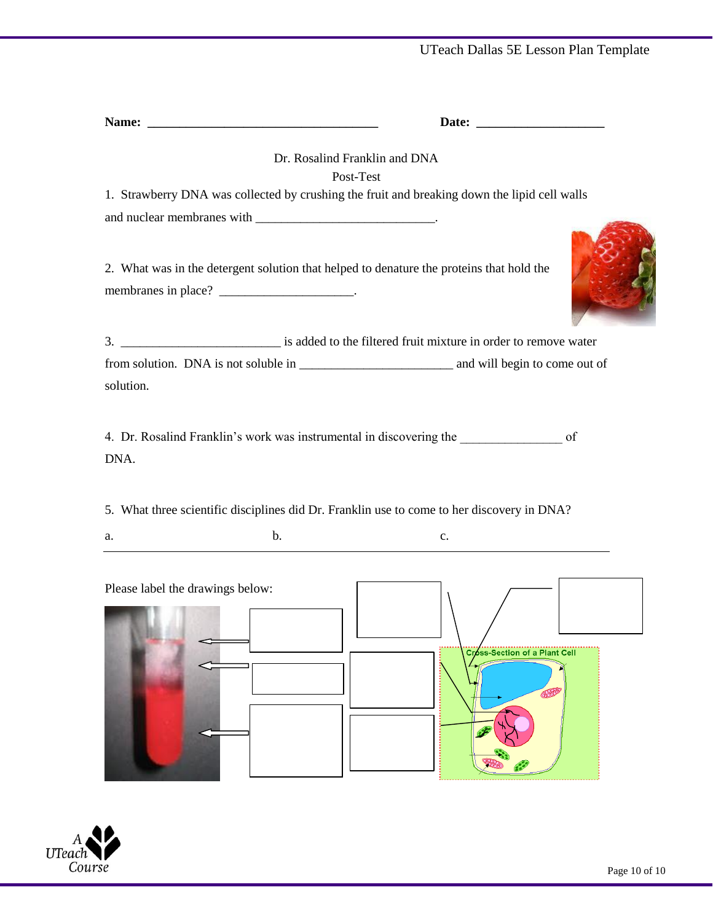**Name:** ___________________________________ **Date:** ___________________

Dr. Rosalind Franklin and DNA

Post-Test

1. Strawberry DNA was collected by crushing the fruit and breaking down the lipid cell walls and nuclear membranes with ____________________________.

2. What was in the detergent solution that helped to denature the proteins that hold the membranes in place? _____________________.

3. _________________________ is added to the filtered fruit mixture in order to remove water from solution. DNA is not soluble in ________________________ and will begin to come out of solution.

4. Dr. Rosalind Franklin's work was instrumental in discovering the ________________ of DNA.

5. What three scientific disciplines did Dr. Franklin use to come to her discovery in DNA?

a. b. c.

Please label the drawings below:

Cross-Section of a Plant Cell